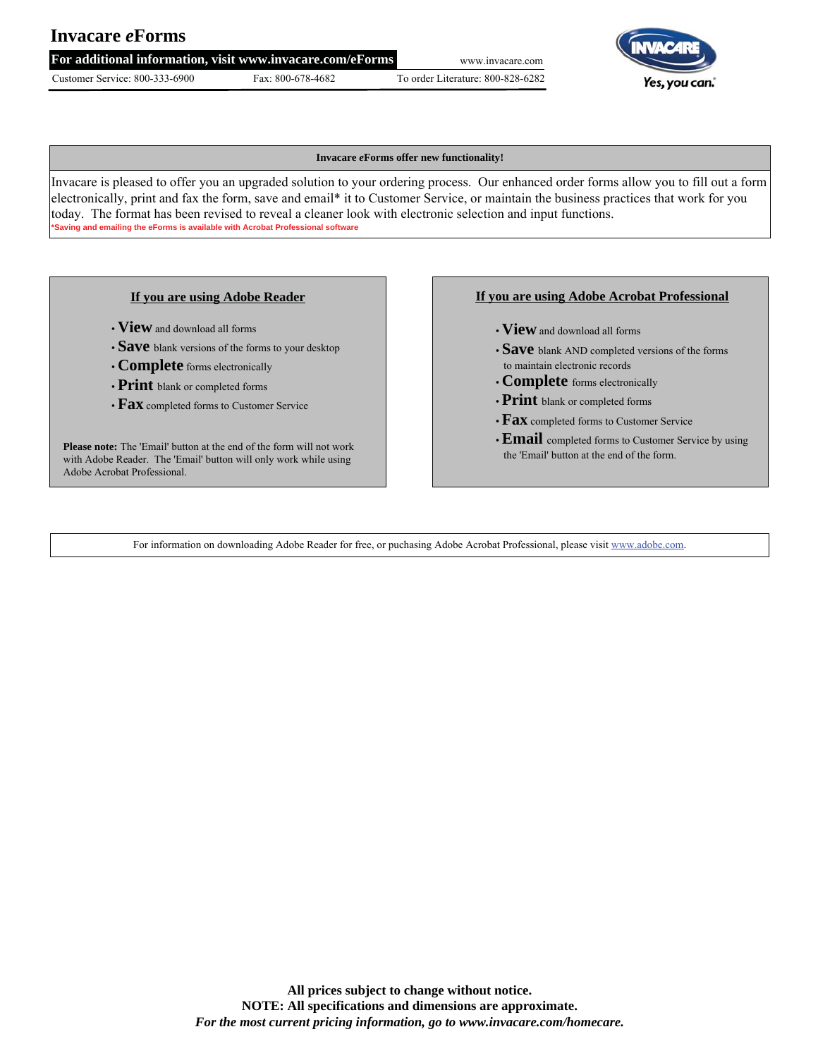# Invacare *e*Forms

**For additional information, visit www.invacare.com/eForms** www.invacare.com

Customer Service: 800-333-6900 Fax: 800-678-4682 To order Literature: 800-828-6282

Yes, you can.®

**Invacare *e*Forms offer new functionality!**

Invacare is pleased to offer you an upgraded solution to your ordering process. Our enhanced order forms allow you to fill out a form electronically, print and fax the form, save and email* it to Customer Service, or maintain the business practices that work for you today. The format has been revised to reveal a cleaner look with electronic selection and input functions.

*Saving and emailing the eForms is available with Acrobat Professional software

## If you are using Adobe Reader

- **View** and download all forms
- **Save** blank versions of the forms to your desktop
- **Complete** forms electronically
- **Print** blank or completed forms
- **Fax** completed forms to Customer Service

**Please note:** The 'Email' button at the end of the form will not work with Adobe Reader. The 'Email' button will only work while using Adobe Acrobat Professional.

## If you are using Adobe Acrobat Professional

- **View** and download all forms
- **Save** blank AND completed versions of the forms to maintain electronic records
- **Complete** forms electronically
- **Print** blank or completed forms
- **Fax** completed forms to Customer Service
- **Email** completed forms to Customer Service by using the 'Email' button at the end of the form.

For information on downloading Adobe Reader for free, or puchasing Adobe Acrobat Professional, please visit www.adobe.com.

**All prices subject to change without notice.**
**NOTE: All specifications and dimensions are approximate.**
***For the most current pricing information, go to www.invacare.com/homecare.***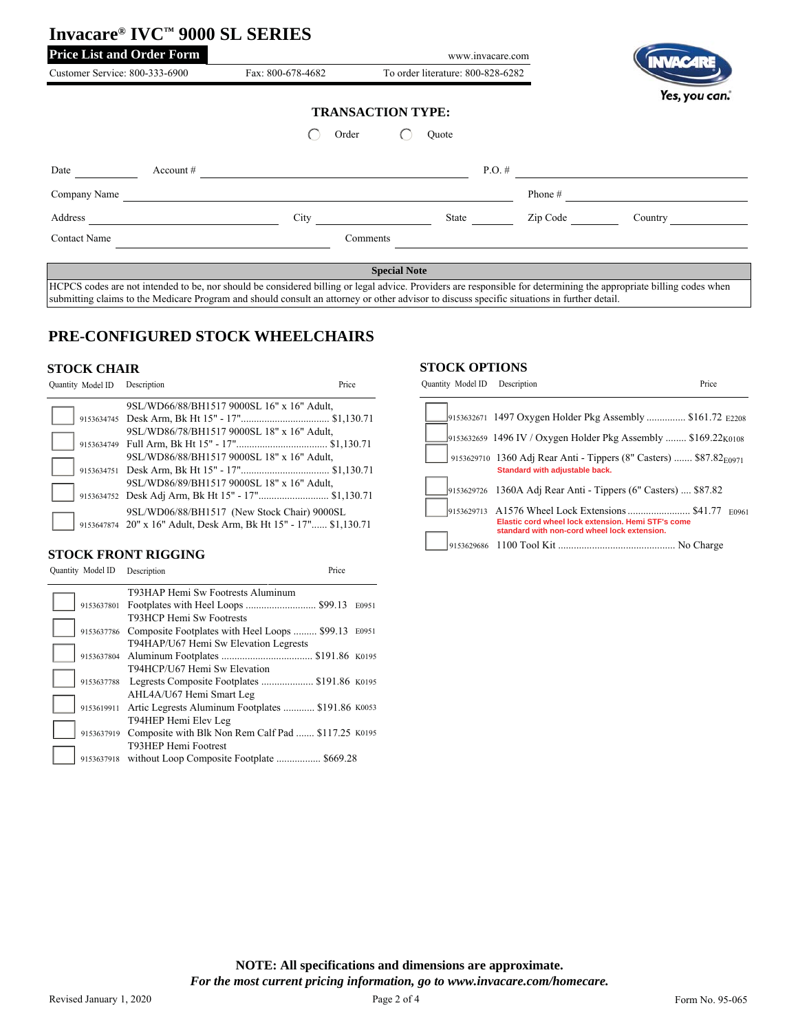# Invacare® IVC™ 9000 SL SERIES

**Price List and Order Form**

www.invacare.com

Customer Service: 800-333-6900 | Fax: 800-678-4682 | To order literature: 800-828-6282

Yes, you can.®

**TRANSACTION TYPE:**

◯ Order ◯ Quote

Date ________ Account # ________________________ P.O. # ________________

Company Name ________________________________ Phone # ________________

Address ________________ City ____________ State ______ Zip Code ________ Country ________

Contact Name ________________ Comments ________________________________

| Special Note |
|---|
| HCPCS codes are not intended to be, nor should be considered billing or legal advice. Providers are responsible for determining the appropriate billing codes when submitting claims to the Medicare Program and should consult an attorney or other advisor to discuss specific situations in further detail. |

## PRE-CONFIGURED STOCK WHEELCHAIRS

### STOCK CHAIR

| Quantity | Model ID | Description | Price |
|---|---|---|---|
| | 9153634745 | 9SL/WD66/88/BH1517 9000SL 16" x 16" Adult, Desk Arm, Bk Ht 15" - 17" | $1,130.71 |
| | 9153634749 | 9SL/WD86/78/BH1517 9000SL 18" x 16" Adult, Full Arm, Bk Ht 15" - 17" | $1,130.71 |
| | 9153634751 | 9SL/WD86/88/BH1517 9000SL 18" x 16" Adult, Desk Arm, Bk Ht 15" - 17" | $1,130.71 |
| | 9153634752 | 9SL/WD86/89/BH1517 9000SL 18" x 16" Adult, Desk Adj Arm, Bk Ht 15" - 17" | $1,130.71 |
| | 9153647874 | 9SL/WD06/88/BH1517 (New Stock Chair) 9000SL 20" x 16" Adult, Desk Arm, Bk Ht 15" - 17" | $1,130.71 |

### STOCK FRONT RIGGING

| Quantity | Model ID | Description | Price | |
|---|---|---|---|---|
| | 9153637801 | T93HAP Hemi Sw Footrests Aluminum Footplates with Heel Loops | $99.13 | E0951 |
| | 9153637786 | T93HCP Hemi Sw Footrests Composite Footplates with Heel Loops | $99.13 | E0951 |
| | 9153637804 | T94HAP/U67 Hemi Sw Elevation Legrests Aluminum Footplates | $191.86 | K0195 |
| | 9153637788 | T94HCP/U67 Hemi Sw Elevation Legrests Composite Footplates | $191.86 | K0195 |
| | 9153619911 | AHL4A/U67 Hemi Smart Leg Artic Legrests Aluminum Footplates | $191.86 | K0053 |
| | 9153637919 | T94HEP Hemi Elev Leg Composite with Blk Non Rem Calf Pad | $117.25 | K0195 |
| | 9153637918 | T93HEP Hemi Footrest without Loop Composite Footplate | $669.28 | |

### STOCK OPTIONS

| Quantity | Model ID | Description | Price | |
|---|---|---|---|---|
| | 9153632671 | 1497 Oxygen Holder Pkg Assembly | $161.72 | E2208 |
| | 9153632659 | 1496 IV / Oxygen Holder Pkg Assembly | $169.22 | K0108 |
| | 9153629710 | 1360 Adj Rear Anti - Tippers (8" Casters) *Standard with adjustable back.* | $87.82 | E0971 |
| | 9153629726 | 1360A Adj Rear Anti - Tippers (6" Casters) | $87.82 | |
| | 9153629713 | A1576 Wheel Lock Extensions *Elastic cord wheel lock extension. Hemi STF's come standard with non-cord wheel lock extension.* | $41.77 | E0961 |
| | 9153629686 | 1100 Tool Kit | No Charge | |

**NOTE: All specifications and dimensions are approximate.**

***For the most current pricing information, go to www.invacare.com/homecare.***

Revised January 1, 2020

Form No. 95-065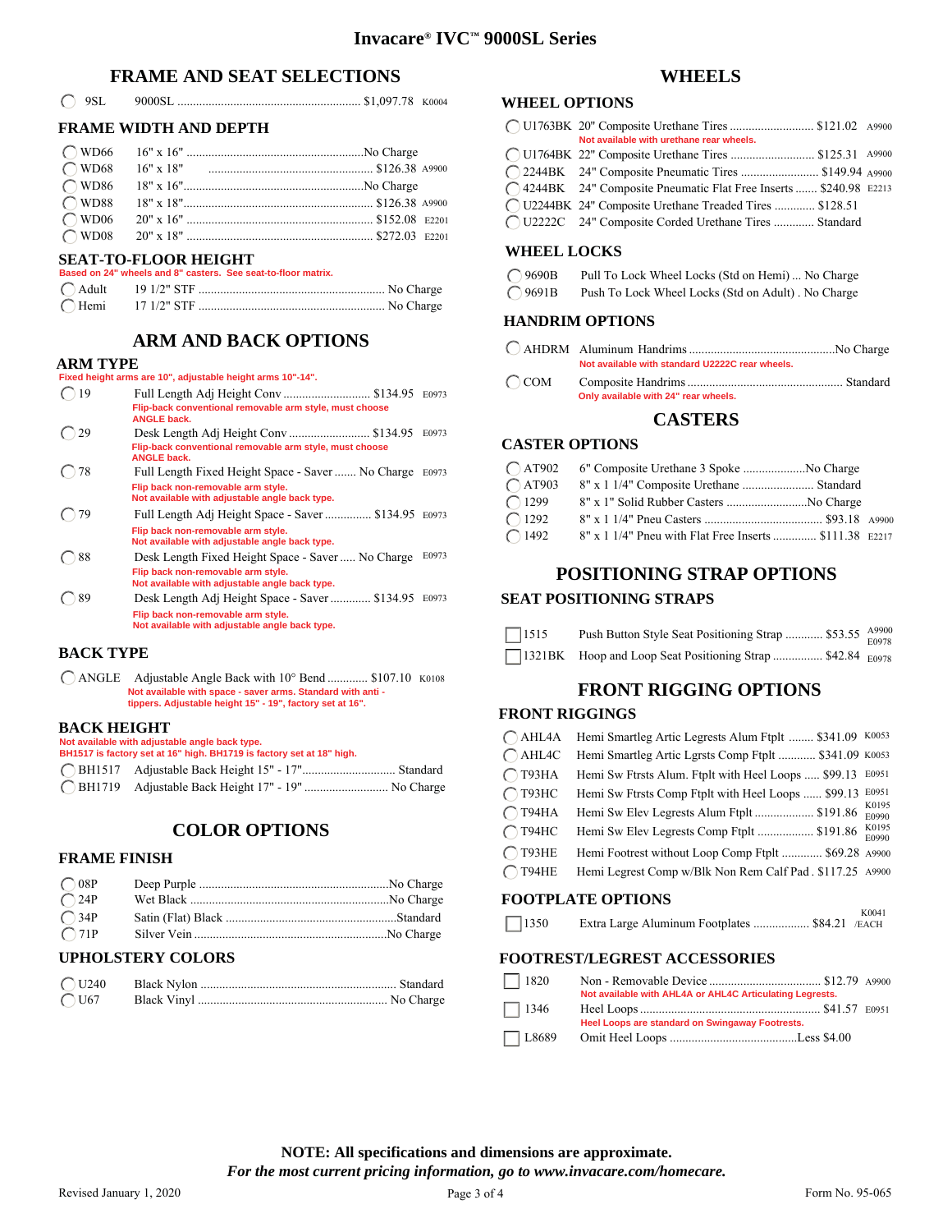# Invacare® IVC™ 9000SL Series

## FRAME AND SEAT SELECTIONS

| Code | Description | Price | HCPCS |
|---|---|---|---|
| 9SL | 9000SL | $1,097.78 | K0004 |

### FRAME WIDTH AND DEPTH

| Code | Size | Price | HCPCS |
|---|---|---|---|
| WD66 | 16" x 16" | No Charge | |
| WD68 | 16" x 18" | $126.38 | A9900 |
| WD86 | 18" x 16" | No Charge | |
| WD88 | 18" x 18" | $126.38 | A9900 |
| WD06 | 20" x 16" | $152.08 | E2201 |
| WD08 | 20" x 18" | $272.03 | E2201 |

### SEAT-TO-FLOOR HEIGHT

Based on 24" wheels and 8" casters. See seat-to-floor matrix.

| Code | Description | Price |
|---|---|---|
| Adult | 19 1/2" STF | No Charge |
| Hemi | 17 1/2" STF | No Charge |

## ARM AND BACK OPTIONS

### ARM TYPE

Fixed height arms are 10", adjustable height arms 10"-14".

| Code | Description | Price | HCPCS |
|---|---|---|---|
| 19 | Full Length Adj Height Conv<br>Flip-back conventional removable arm style, must choose ANGLE back. | $134.95 | E0973 |
| 29 | Desk Length Adj Height Conv<br>Flip-back conventional removable arm style, must choose ANGLE back. | $134.95 | E0973 |
| 78 | Full Length Fixed Height Space - Saver<br>Flip back non-removable arm style.<br>Not available with adjustable angle back type. | No Charge | E0973 |
| 79 | Full Length Adj Height Space - Saver<br>Flip back non-removable arm style.<br>Not available with adjustable angle back type. | $134.95 | E0973 |
| 88 | Desk Length Fixed Height Space - Saver<br>Flip back non-removable arm style.<br>Not available with adjustable angle back type. | No Charge | E0973 |
| 89 | Desk Length Adj Height Space - Saver<br>Flip back non-removable arm style.<br>Not available with adjustable angle back type. | $134.95 | E0973 |

### BACK TYPE

| Code | Description | Price | HCPCS |
|---|---|---|---|
| ANGLE | Adjustable Angle Back with 10° Bend<br>Not available with space - saver arms. Standard with anti - tippers. Adjustable height 15" - 19", factory set at 16". | $107.10 | K0108 |

### BACK HEIGHT

Not available with adjustable angle back type.
BH1517 is factory set at 16" high. BH1719 is factory set at 18" high.

| Code | Description | Price |
|---|---|---|
| BH1517 | Adjustable Back Height 15" - 17" | Standard |
| BH1719 | Adjustable Back Height 17" - 19" | No Charge |

## COLOR OPTIONS

### FRAME FINISH

| Code | Description | Price |
|---|---|---|
| 08P | Deep Purple | No Charge |
| 24P | Wet Black | No Charge |
| 34P | Satin (Flat) Black | Standard |
| 71P | Silver Vein | No Charge |

### UPHOLSTERY COLORS

| Code | Description | Price |
|---|---|---|
| U240 | Black Nylon | Standard |
| U67 | Black Vinyl | No Charge |

## WHEELS

### WHEEL OPTIONS

| Code | Description | Price | HCPCS |
|---|---|---|---|
| U1763BK | 20" Composite Urethane Tires<br>Not available with urethane rear wheels. | $121.02 | A9900 |
| U1764BK | 22" Composite Urethane Tires | $125.31 | A9900 |
| 2244BK | 24" Composite Pneumatic Tires | $149.94 | A9900 |
| 4244BK | 24" Composite Pneumatic Flat Free Inserts | $240.98 | E2213 |
| U2244BK | 24" Composite Urethane Treaded Tires | $128.51 | |
| U2222C | 24" Composite Corded Urethane Tires | Standard | |

### WHEEL LOCKS

| Code | Description | Price |
|---|---|---|
| 9690B | Pull To Lock Wheel Locks (Std on Hemi) | No Charge |
| 9691B | Push To Lock Wheel Locks (Std on Adult) | No Charge |

### HANDRIM OPTIONS

| Code | Description | Price |
|---|---|---|
| AHDRM | Aluminum Handrims<br>Not available with standard U2222C rear wheels. | No Charge |
| COM | Composite Handrims<br>Only available with 24" rear wheels. | Standard |

## CASTERS

### CASTER OPTIONS

| Code | Description | Price | HCPCS |
|---|---|---|---|
| AT902 | 6" Composite Urethane 3 Spoke | No Charge | |
| AT903 | 8" x 1 1/4" Composite Urethane | Standard | |
| 1299 | 8" x 1" Solid Rubber Casters | No Charge | |
| 1292 | 8" x 1 1/4" Pneu Casters | $93.18 | A9900 |
| 1492 | 8" x 1 1/4" Pneu with Flat Free Inserts | $111.38 | E2217 |

## POSITIONING STRAP OPTIONS

### SEAT POSITIONING STRAPS

| Code | Description | Price | HCPCS |
|---|---|---|---|
| 1515 | Push Button Style Seat Positioning Strap | $53.55 | A9900 E0978 |
| 1321BK | Hoop and Loop Seat Positioning Strap | $42.84 | E0978 |

## FRONT RIGGING OPTIONS

### FRONT RIGGINGS

| Code | Description | Price | HCPCS |
|---|---|---|---|
| AHL4A | Hemi Smartleg Artic Legrests Alum Ftplt | $341.09 | K0053 |
| AHL4C | Hemi Smartleg Artic Lgrsts Comp Ftplt | $341.09 | K0053 |
| T93HA | Hemi Sw Ftrsts Alum. Ftplt with Heel Loops | $99.13 | E0951 |
| T93HC | Hemi Sw Ftrsts Comp Ftplt with Heel Loops | $99.13 | E0951 |
| T94HA | Hemi Sw Elev Legrests Alum Ftplt | $191.86 | K0195 E0990 |
| T94HC | Hemi Sw Elev Legrests Comp Ftplt | $191.86 | K0195 E0990 |
| T93HE | Hemi Footrest without Loop Comp Ftplt | $69.28 | A9900 |
| T94HE | Hemi Legrest Comp w/Blk Non Rem Calf Pad | $117.25 | A9900 |

### FOOTPLATE OPTIONS

| Code | Description | Price | HCPCS |
|---|---|---|---|
| 1350 | Extra Large Aluminum Footplates | $84.21 | K0041 /EACH |

### FOOTREST/LEGREST ACCESSORIES

| Code | Description | Price | HCPCS |
|---|---|---|---|
| 1820 | Non - Removable Device<br>Not available with AHL4A or AHL4C Articulating Legrests. | $12.79 | A9900 |
| 1346 | Heel Loops<br>Heel Loops are standard on Swingaway Footrests. | $41.57 | E0951 |
| L8689 | Omit Heel Loops | Less $4.00 | |

**NOTE: All specifications and dimensions are approximate.**

***For the most current pricing information, go to www.invacare.com/homecare.***

Revised January 1, 2020

Form No. 95-065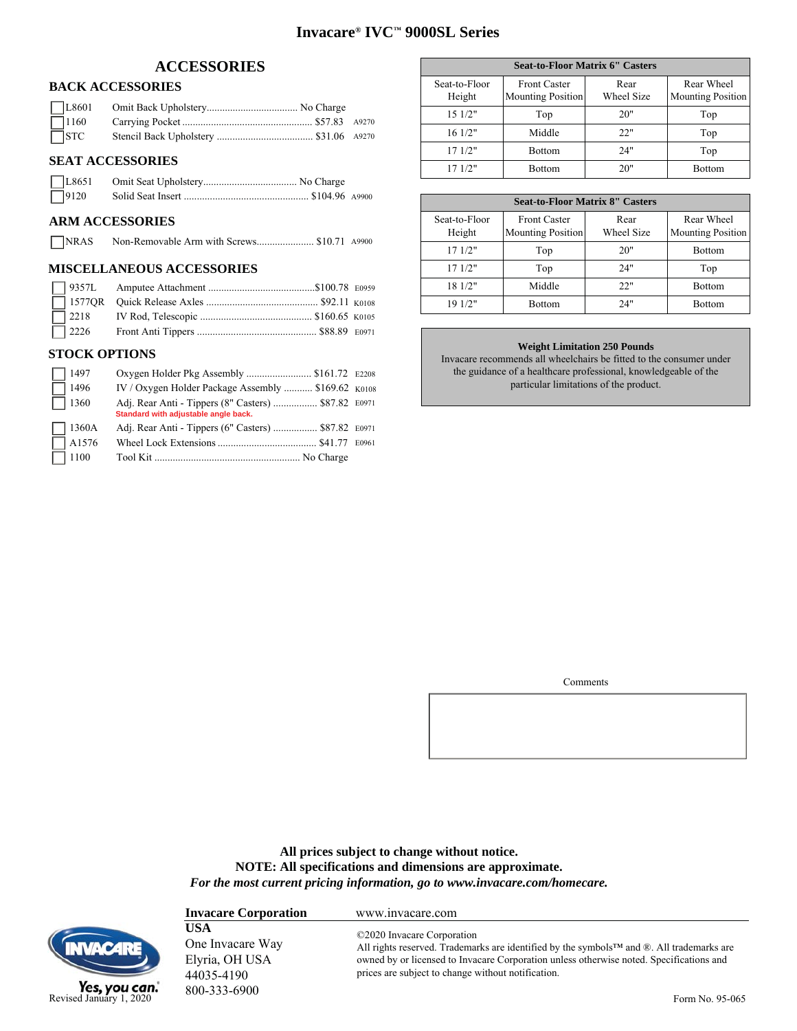# Invacare® IVC™ 9000SL Series

## ACCESSORIES

### BACK ACCESSORIES

| | | | | |
|---|---|---|---|---|
| ☐ | L8601 | Omit Back Upholstery | No Charge | |
| ☐ | 1160 | Carrying Pocket | $57.83 | A9270 |
| ☐ | STC | Stencil Back Upholstery | $31.06 | A9270 |

### SEAT ACCESSORIES

| | | | | |
|---|---|---|---|---|
| ☐ | L8651 | Omit Seat Upholstery | No Charge | |
| ☐ | 9120 | Solid Seat Insert | $104.96 | A9900 |

### ARM ACCESSORIES

| | | | | |
|---|---|---|---|---|
| ☐ | NRAS | Non-Removable Arm with Screws | $10.71 | A9900 |

### MISCELLANEOUS ACCESSORIES

| | | | | |
|---|---|---|---|---|
| ☐ | 9357L | Amputee Attachment | $100.78 | E0959 |
| ☐ | 1577QR | Quick Release Axles | $92.11 | K0108 |
| ☐ | 2218 | IV Rod, Telescopic | $160.65 | K0105 |
| ☐ | 2226 | Front Anti Tippers | $88.89 | E0971 |

### STOCK OPTIONS

| | | | | |
|---|---|---|---|---|
| ☐ | 1497 | Oxygen Holder Pkg Assembly | $161.72 | E2208 |
| ☐ | 1496 | IV / Oxygen Holder Package Assembly | $169.62 | K0108 |
| ☐ | 1360 | Adj. Rear Anti - Tippers (8" Casters) Standard with adjustable angle back. | $87.82 | E0971 |
| ☐ | 1360A | Adj. Rear Anti - Tippers (6" Casters) | $87.82 | E0971 |
| ☐ | A1576 | Wheel Lock Extensions | $41.77 | E0961 |
| ☐ | 1100 | Tool Kit | No Charge | |

**Seat-to-Floor Matrix 6" Casters**

| Seat-to-Floor Height | Front Caster Mounting Position | Rear Wheel Size | Rear Wheel Mounting Position |
|---|---|---|---|
| 15 1/2" | Top | 20" | Top |
| 16 1/2" | Middle | 22" | Top |
| 17 1/2" | Bottom | 24" | Top |
| 17 1/2" | Bottom | 20" | Bottom |

**Seat-to-Floor Matrix 8" Casters**

| Seat-to-Floor Height | Front Caster Mounting Position | Rear Wheel Size | Rear Wheel Mounting Position |
|---|---|---|---|
| 17 1/2" | Top | 20" | Bottom |
| 17 1/2" | Top | 24" | Top |
| 18 1/2" | Middle | 22" | Bottom |
| 19 1/2" | Bottom | 24" | Bottom |

**Weight Limitation 250 Pounds**

Invacare recommends all wheelchairs be fitted to the consumer under the guidance of a healthcare professional, knowledgeable of the particular limitations of the product.

Comments

**All prices subject to change without notice.**
**NOTE: All specifications and dimensions are approximate.**
***For the most current pricing information, go to www.invacare.com/homecare.***

Yes, you can.®
Revised January 1, 2020

**Invacare Corporation**
**USA**
One Invacare Way
Elyria, OH USA
44035-4190
800-333-6900

www.invacare.com

©2020 Invacare Corporation
All rights reserved. Trademarks are identified by the symbols™ and ®. All trademarks are owned by or licensed to Invacare Corporation unless otherwise noted. Specifications and prices are subject to change without notification.

Form No. 95-065